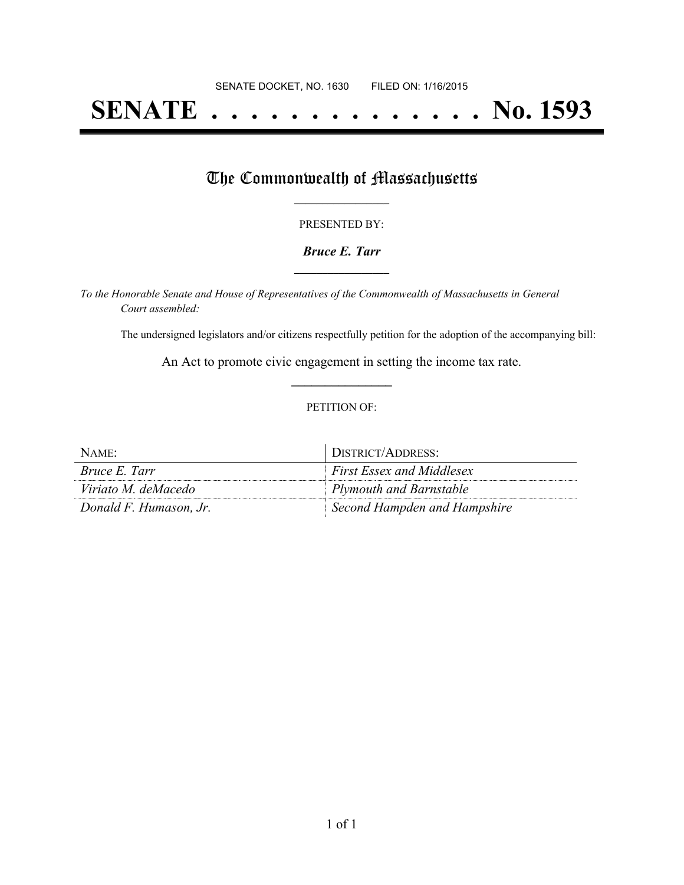SENATE DOCKET, NO. 1630        FILED ON: 1/16/2015

# SENATE . . . . . . . . . . . . . . No. 1593

## The Commonwealth of Massachusetts

PRESENTED BY:

***Bruce E. Tarr***

*To the Honorable Senate and House of Representatives of the Commonwealth of Massachusetts in General Court assembled:*

The undersigned legislators and/or citizens respectfully petition for the adoption of the accompanying bill:

An Act to promote civic engagement in setting the income tax rate.

PETITION OF:

| NAME: | DISTRICT/ADDRESS: |
| --- | --- |
| *Bruce E. Tarr* | *First Essex and Middlesex* |
| *Viriato M. deMacedo* | *Plymouth and Barnstable* |
| *Donald F. Humason, Jr.* | *Second Hampden and Hampshire* |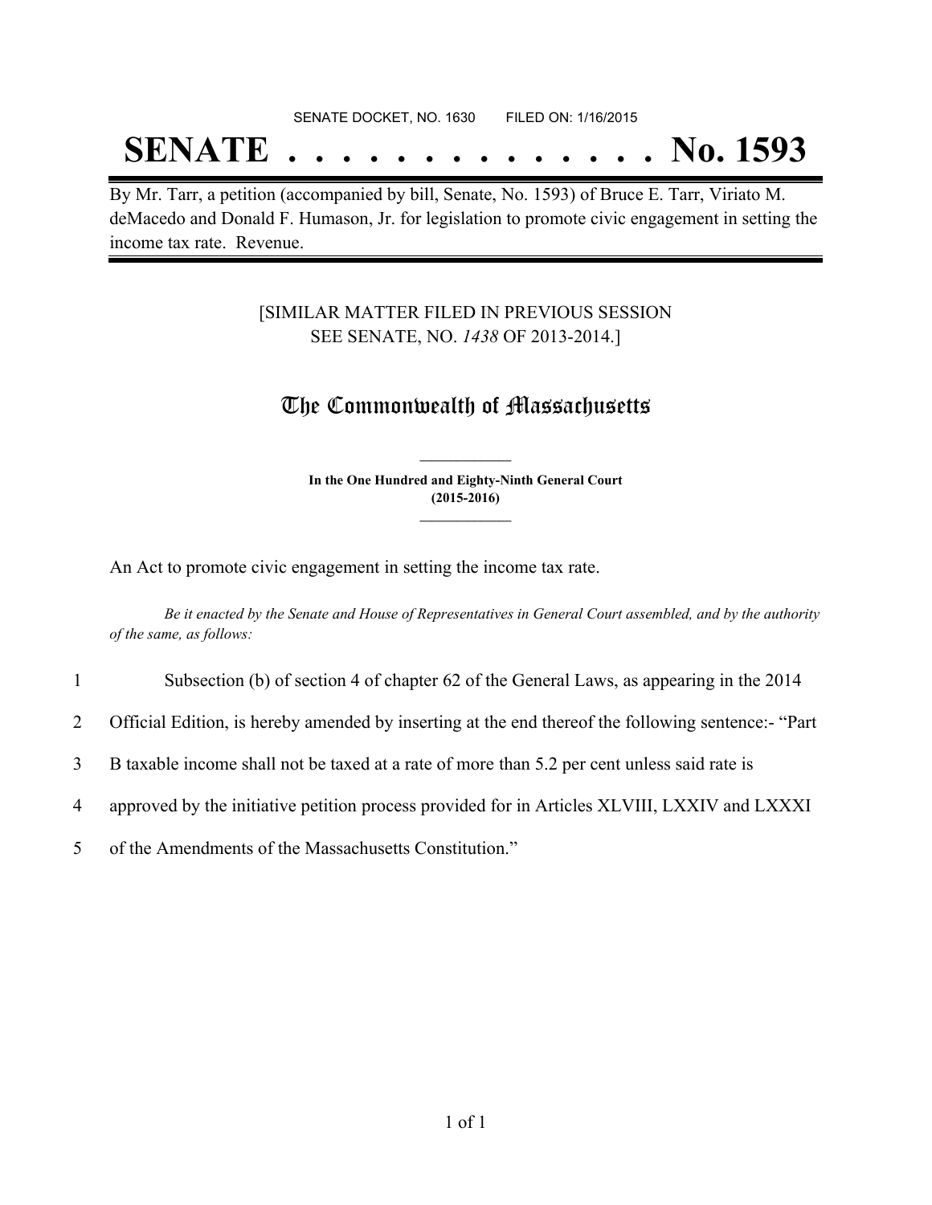SENATE DOCKET, NO. 1630        FILED ON: 1/16/2015

# SENATE . . . . . . . . . . . . . . No. 1593

By Mr. Tarr, a petition (accompanied by bill, Senate, No. 1593) of Bruce E. Tarr, Viriato M. deMacedo and Donald F. Humason, Jr. for legislation to promote civic engagement in setting the income tax rate. Revenue.

[SIMILAR MATTER FILED IN PREVIOUS SESSION
SEE SENATE, NO. *1438* OF 2013-2014.]

## The Commonwealth of Massachusetts

**In the One Hundred and Eighty-Ninth General Court**
**(2015-2016)**

An Act to promote civic engagement in setting the income tax rate.

*Be it enacted by the Senate and House of Representatives in General Court assembled, and by the authority of the same, as follows:*

1 Subsection (b) of section 4 of chapter 62 of the General Laws, as appearing in the 2014
2 Official Edition, is hereby amended by inserting at the end thereof the following sentence:- "Part
3 B taxable income shall not be taxed at a rate of more than 5.2 per cent unless said rate is
4 approved by the initiative petition process provided for in Articles XLVIII, LXXIV and LXXXI
5 of the Amendments of the Massachusetts Constitution."